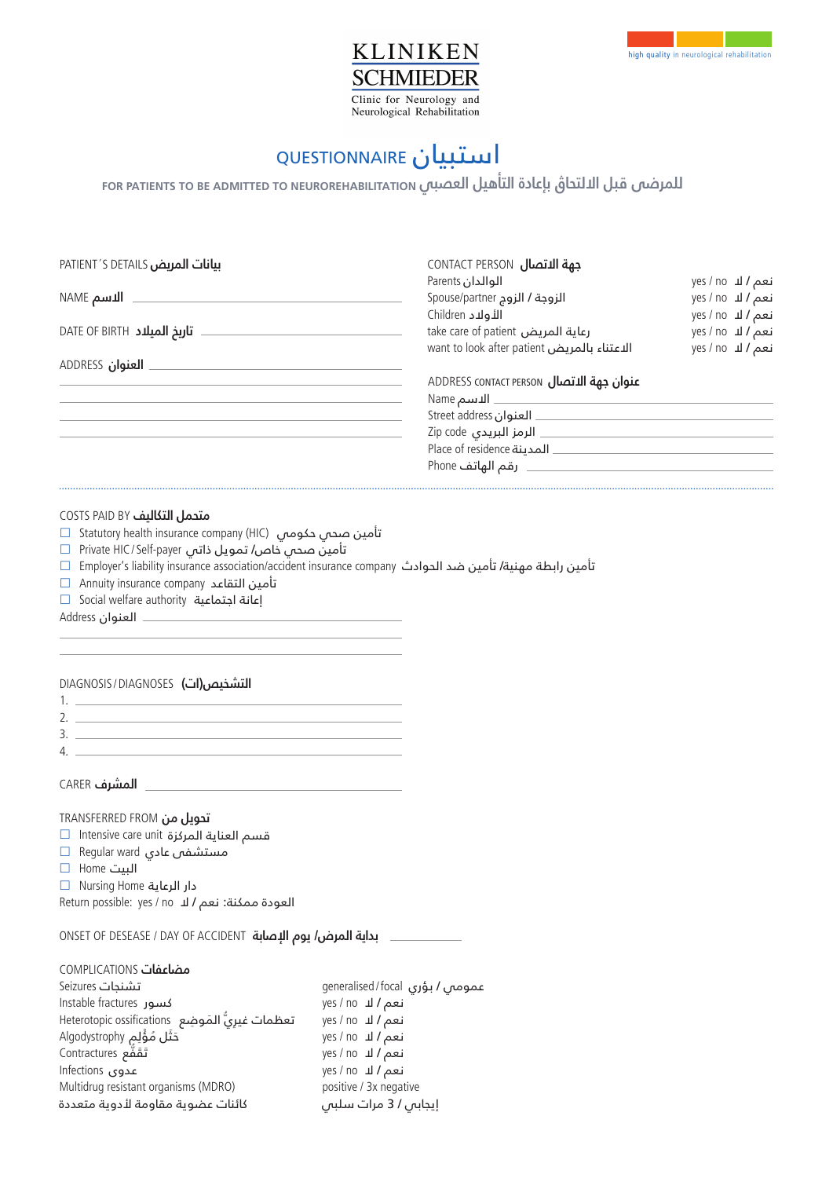KLINIKEN SCHMIEDER

Clinic for Neurology and Neurological Rehabilitation

high quality in neurological rehabilitation

# QUESTIONNAIRE استبيان

## FOR PATIENTS TO BE ADMITTED TO NEUROREHABILITATION للمرضى قبل الالتحاق بإعادة التأهيل العصبي

### PATIENT´S DETAILS بيانات المريض

NAME الاسم ____________________

DATE OF BIRTH تاريخ الميلاد ____________________

ADDRESS العنوان ____________________

____________________

____________________

____________________

____________________

### CONTACT PERSON جهة الاتصال

| | |
|---|---|
| Parents الوالدان | yes / no نعم / لا |
| Spouse/partner الزوجة / الزوج | yes / no نعم / لا |
| Children الأولاد | yes / no نعم / لا |
| take care of patient رعاية المريض | yes / no نعم / لا |
| want to look after patient الاعتناء بالمريض | yes / no نعم / لا |

### ADDRESS CONTACT PERSON عنوان جهة الاتصال

Name الاسم ____________________

Street address العنوان ____________________

Zip code الرمز البريدي ____________________

Place of residence المدينة ____________________

Phone رقم الهاتف ____________________

---

### COSTS PAID BY متحمل التكاليف

- ☐ Statutory health insurance company (HIC) تأمين صحي حكومي
- ☐ Private HIC / Self-payer تأمين صحي خاص/ تمويل ذاتي
- ☐ Employer's liability insurance association/accident insurance company تأمين رابطة مهنية/ تأمين ضد الحوادث
- ☐ Annuity insurance company تأمين التقاعد
- ☐ Social welfare authority إعانة اجتماعية

Address العنوان ____________________

____________________

____________________

### DIAGNOSIS / DIAGNOSES التشخيص(ات)

1. ____________________
2. ____________________
3. ____________________
4. ____________________

CARER المشرف ____________________

### TRANSFERRED FROM تحويل من

- ☐ Intensive care unit قسم العناية المركزة
- ☐ Regular ward مستشفى عادي
- ☐ Home البيت
- ☐ Nursing Home دار الرعاية

Return possible: yes / no العودة ممكنة: نعم / لا

ONSET OF DESEASE / DAY OF ACCIDENT بداية المرض/ يوم الإصابة ____________

### COMPLICATIONS مضاعفات

| | |
|---|---|
| Seizures تشنجات | generalised / focal عمومي / بؤري |
| Instable fractures كسور | yes / no نعم / لا |
| Heterotopic ossifications تعظمات غيريّ المَوضِع | yes / no نعم / لا |
| Algodystrophy حَثَل مُؤلِم | yes / no نعم / لا |
| Contractures تَقَفُّع | yes / no نعم / لا |
| Infections عدوى | yes / no نعم / لا |
| Multidrug resistant organisms (MDRO) كائنات عضوية مقاومة لأدوية متعددة | positive / 3x negative إيجابي / 3 مرات سلبي |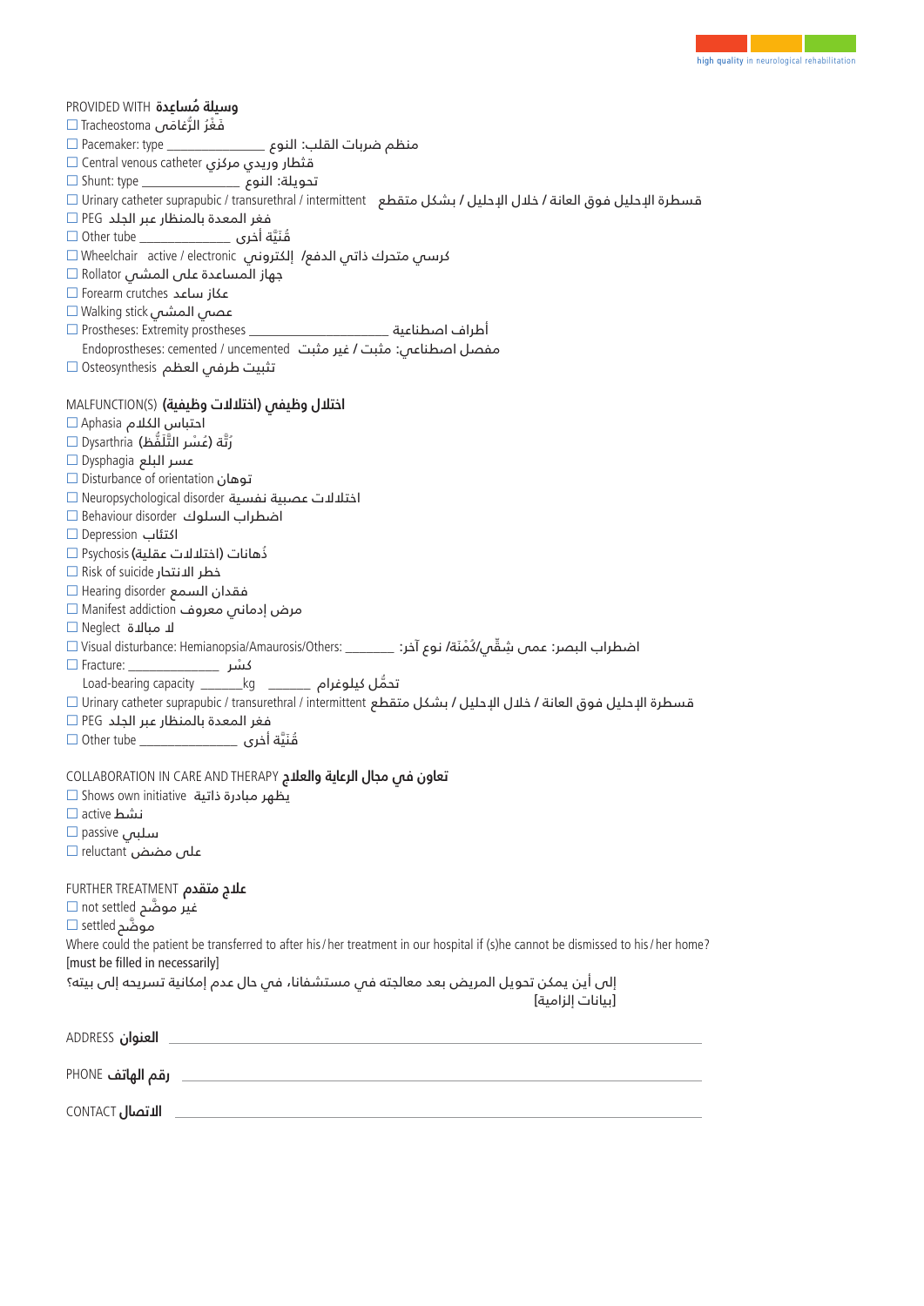PROVIDED WITH **وسيلة مُساعِدة**

- ☐ Tracheostoma فَغْرُ الرُّغامَى
- ☐ Pacemaker: type ______________ منظم ضربات القلب: النوع
- ☐ Central venous catheter قثطار وريدي مركزي
- ☐ Shunt: type ______________ تحويلة: النوع
- ☐ Urinary catheter suprapubic / transurethral / intermittent قسطرة الإحليل فوق العانة / خلال الإحليل / بشكل متقطع
- ☐ PEG فغر المعدة بالمنظار عبر الجلد
- ☐ Other tube ______________ قُنَيَّة أخرى
- ☐ Wheelchair active / electronic كرسي متحرك ذاتي الدفع/ إلكتروني
- ☐ Rollator جهاز المساعدة على المشي
- ☐ Forearm crutches عكاز ساعد
- ☐ Walking stick عصي المشي
- ☐ Prostheses: Extremity prostheses ____________________ أطراف اصطناعية
  Endoprostheses: cemented / uncemented مفصل اصطناعي: مثبت / غير مثبت
- ☐ Osteosynthesis تثبيت طرفي العظم

MALFUNCTION(S) **اختلال وظيفي (اختلالات وظيفية)**

- ☐ Aphasia احتباس الكلام
- ☐ Dysarthria رُتَّة (عُسْر التَّلَفُّظ)
- ☐ Dysphagia عسر البلع
- ☐ Disturbance of orientation توهان
- ☐ Neuropsychological disorder اختلالات عصبية نفسية
- ☐ Behaviour disorder اضطراب السلوك
- ☐ Depression اكتئاب
- ☐ Psychosis ذُهانات (اختلالات عقلية)
- ☐ Risk of suicide خطر الانتحار
- ☐ Hearing disorder فقدان السمع
- ☐ Manifest addiction مرض إدماني معروف
- ☐ Neglect لا مبالاة
- ☐ Visual disturbance: Hemianopsia/Amaurosis/Others: ________ اضطراب البصر: عمى شِقِّي/كُمْنَة/ نوع آخر:
- ☐ Fracture: ____________ كسْر
  Load-bearing capacity ______kg ______ تحمُّل كيلوغرام
- ☐ Urinary catheter suprapubic / transurethral / intermittent قسطرة الإحليل فوق العانة / خلال الإحليل / بشكل متقطع
- ☐ PEG فغر المعدة بالمنظار عبر الجلد
- ☐ Other tube ______________ قُنَيَّة أخرى

COLLABORATION IN CARE AND THERAPY **تعاون في مجال الرعاية والعلاج**

- ☐ Shows own initiative يظهر مبادرة ذاتية
- ☐ active نشط
- ☐ passive سلبي
- ☐ reluctant على مضض

FURTHER TREATMENT **علاج متقدم**

- ☐ not settled غير موضَّح
- ☐ settled موضَّح

Where could the patient be transferred to after his / her treatment in our hospital if (s)he cannot be dismissed to his / her home? [must be filled in necessarily]

إلى أين يمكن تحويل المريض بعد معالجته في مستشفانا، في حال عدم إمكانية تسريحه إلى بيته؟ [بيانات إلزامية]

ADDRESS **العنوان** ______________________________________________

PHONE **رقم الهاتف** ______________________________________________

CONTACT **الاتصال** ______________________________________________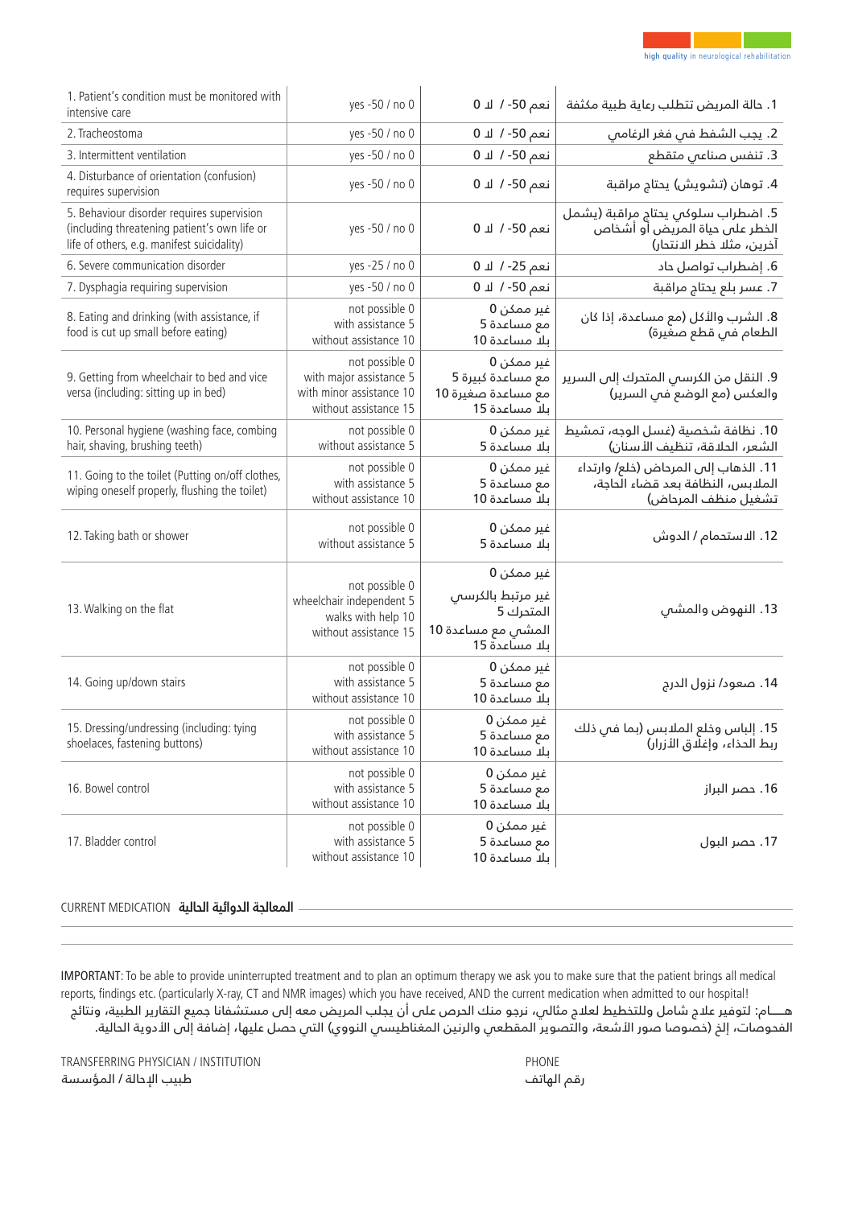| | | | |
|---|---|---|---|
| 1. Patient's condition must be monitored with intensive care | yes -50 / no 0 | نعم 50- / لا 0 | 1. حالة المريض تتطلب رعاية طبية مكثفة |
| 2. Tracheostoma | yes -50 / no 0 | نعم 50- / لا 0 | 2. يجب الشفط في فغر الرغامي |
| 3. Intermittent ventilation | yes -50 / no 0 | نعم 50- / لا 0 | 3. تنفس صناعي متقطع |
| 4. Disturbance of orientation (confusion) requires supervision | yes -50 / no 0 | نعم 50- / لا 0 | 4. توهان (تشويش) يحتاج مراقبة |
| 5. Behaviour disorder requires supervision (including threatening patient's own life or life of others, e.g. manifest suicidality) | yes -50 / no 0 | نعم 50- / لا 0 | 5. اضطراب سلوكي يحتاج مراقبة (يشمل الخطر على حياة المريض أو أشخاص آخرين، مثلا خطر الانتحار) |
| 6. Severe communication disorder | yes -25 / no 0 | نعم 25- / لا 0 | 6. إضطراب تواصل حاد |
| 7. Dysphagia requiring supervision | yes -50 / no 0 | نعم 50- / لا 0 | 7. عسر بلع يحتاج مراقبة |
| 8. Eating and drinking (with assistance, if food is cut up small before eating) | not possible 0<br>with assistance 5<br>without assistance 10 | غير ممكن 0<br>مع مساعدة 5<br>بلا مساعدة 10 | 8. الشرب والأكل (مع مساعدة، إذا كان الطعام في قطع صغيرة) |
| 9. Getting from wheelchair to bed and vice versa (including: sitting up in bed) | not possible 0<br>with major assistance 5<br>with minor assistance 10<br>without assistance 15 | غير ممكن 0<br>مع مساعدة كبيرة 5<br>مع مساعدة صغيرة 10<br>بلا مساعدة 15 | 9. النقل من الكرسي المتحرك إلى السرير والعكس (مع الوضع في السرير) |
| 10. Personal hygiene (washing face, combing hair, shaving, brushing teeth) | not possible 0<br>without assistance 5 | غير ممكن 0<br>بلا مساعدة 5 | 10. نظافة شخصية (غسل الوجه، تمشيط الشعر، الحلاقة، تنظيف الأسنان) |
| 11. Going to the toilet (Putting on/off clothes, wiping oneself properly, flushing the toilet) | not possible 0<br>with assistance 5<br>without assistance 10 | غير ممكن 0<br>مع مساعدة 5<br>بلا مساعدة 10 | 11. الذهاب إلى المرحاض (خلع/ وارتداء الملابس، النظافة بعد قضاء الحاجة، تشغيل منظف المرحاض) |
| 12. Taking bath or shower | not possible 0<br>without assistance 5 | غير ممكن 0<br>بلا مساعدة 5 | 12. الاستحمام / الدوش |
| 13. Walking on the flat | not possible 0<br>wheelchair independent 5<br>walks with help 10<br>without assistance 15 | غير ممكن 0<br>غير مرتبط بالكرسي المتحرك 5<br>المشي مع مساعدة 10<br>بلا مساعدة 15 | 13. النهوض والمشي |
| 14. Going up/down stairs | not possible 0<br>with assistance 5<br>without assistance 10 | غير ممكن 0<br>مع مساعدة 5<br>بلا مساعدة 10 | 14. صعود/ نزول الدرج |
| 15. Dressing/undressing (including: tying shoelaces, fastening buttons) | not possible 0<br>with assistance 5<br>without assistance 10 | غير ممكن 0<br>مع مساعدة 5<br>بلا مساعدة 10 | 15. إلباس وخلع الملابس (بما في ذلك ربط الحذاء، وإغلاق الأزرار) |
| 16. Bowel control | not possible 0<br>with assistance 5<br>without assistance 10 | غير ممكن 0<br>مع مساعدة 5<br>بلا مساعدة 10 | 16. حصر البراز |
| 17. Bladder control | not possible 0<br>with assistance 5<br>without assistance 10 | غير ممكن 0<br>مع مساعدة 5<br>بلا مساعدة 10 | 17. حصر البول |

CURRENT MEDICATION **المعالجة الدوائية الحالية** ______________________________

______________________________

IMPORTANT: To be able to provide uninterrupted treatment and to plan an optimum therapy we ask you to make sure that the patient brings all medical reports, findings etc. (particularly X-ray, CT and NMR images) which you have received, AND the current medication when admitted to our hospital!

هـــام: لتوفير علاج شامل وللتخطيط لعلاج مثالي، نرجو منك الحرص على أن يجلب المريض معه إلى مستشفانا جميع التقارير الطبية، ونتائج الفحوصات، إلخ (خصوصا صور الأشعة، والتصوير المقطعي والرنين المغناطيسي النووي) التي حصل عليها، إضافة إلى الأدوية الحالية.

TRANSFERRING PHYSICIAN / INSTITUTION
طبيب الإحالة / المؤسسة

PHONE
رقم الهاتف